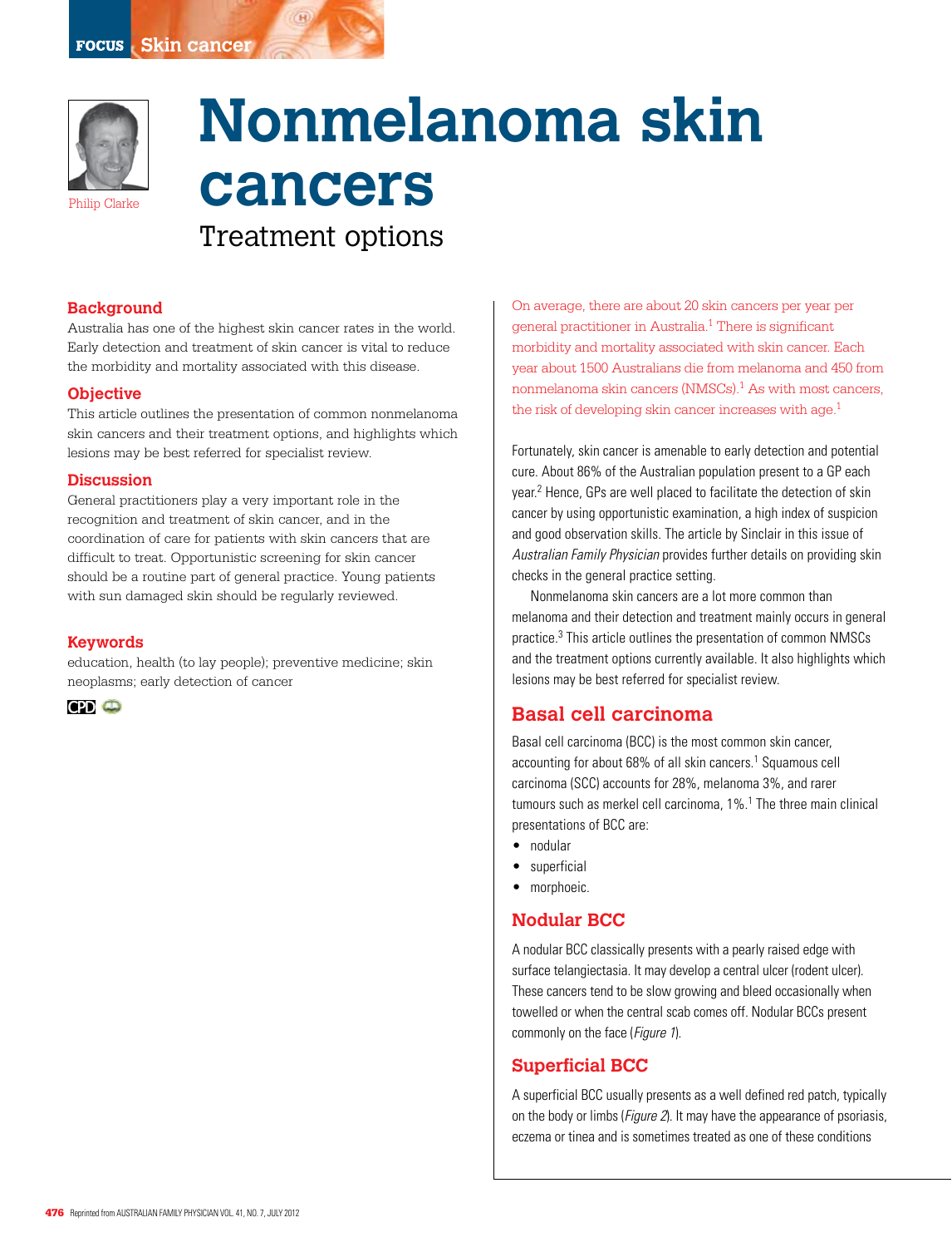# Nonmelanoma skin cancers

## Treatment options

Philip Clarke

### Background

Australia has one of the highest skin cancer rates in the world. Early detection and treatment of skin cancer is vital to reduce the morbidity and mortality associated with this disease.

### Objective

This article outlines the presentation of common nonmelanoma skin cancers and their treatment options, and highlights which lesions may be best referred for specialist review.

### Discussion

General practitioners play a very important role in the recognition and treatment of skin cancer, and in the coordination of care for patients with skin cancers that are difficult to treat. Opportunistic screening for skin cancer should be a routine part of general practice. Young patients with sun damaged skin should be regularly reviewed.

### Keywords

education, health (to lay people); preventive medicine; skin neoplasms; early detection of cancer

CPD

On average, there are about 20 skin cancers per year per general practitioner in Australia.[1] There is significant morbidity and mortality associated with skin cancer. Each year about 1500 Australians die from melanoma and 450 from nonmelanoma skin cancers (NMSCs).[1] As with most cancers, the risk of developing skin cancer increases with age.[1]

Fortunately, skin cancer is amenable to early detection and potential cure. About 86% of the Australian population present to a GP each year.[2] Hence, GPs are well placed to facilitate the detection of skin cancer by using opportunistic examination, a high index of suspicion and good observation skills. The article by Sinclair in this issue of *Australian Family Physician* provides further details on providing skin checks in the general practice setting.

Nonmelanoma skin cancers are a lot more common than melanoma and their detection and treatment mainly occurs in general practice.[3] This article outlines the presentation of common NMSCs and the treatment options currently available. It also highlights which lesions may be best referred for specialist review.

## Basal cell carcinoma

Basal cell carcinoma (BCC) is the most common skin cancer, accounting for about 68% of all skin cancers.[1] Squamous cell carcinoma (SCC) accounts for 28%, melanoma 3%, and rarer tumours such as merkel cell carcinoma, 1%.[1] The three main clinical presentations of BCC are:

- nodular
- superficial
- morphoeic.

### Nodular BCC

A nodular BCC classically presents with a pearly raised edge with surface telangiectasia. It may develop a central ulcer (rodent ulcer). These cancers tend to be slow growing and bleed occasionally when towelled or when the central scab comes off. Nodular BCCs present commonly on the face (*Figure 1*).

### Superficial BCC

A superficial BCC usually presents as a well defined red patch, typically on the body or limbs (*Figure 2*). It may have the appearance of psoriasis, eczema or tinea and is sometimes treated as one of these conditions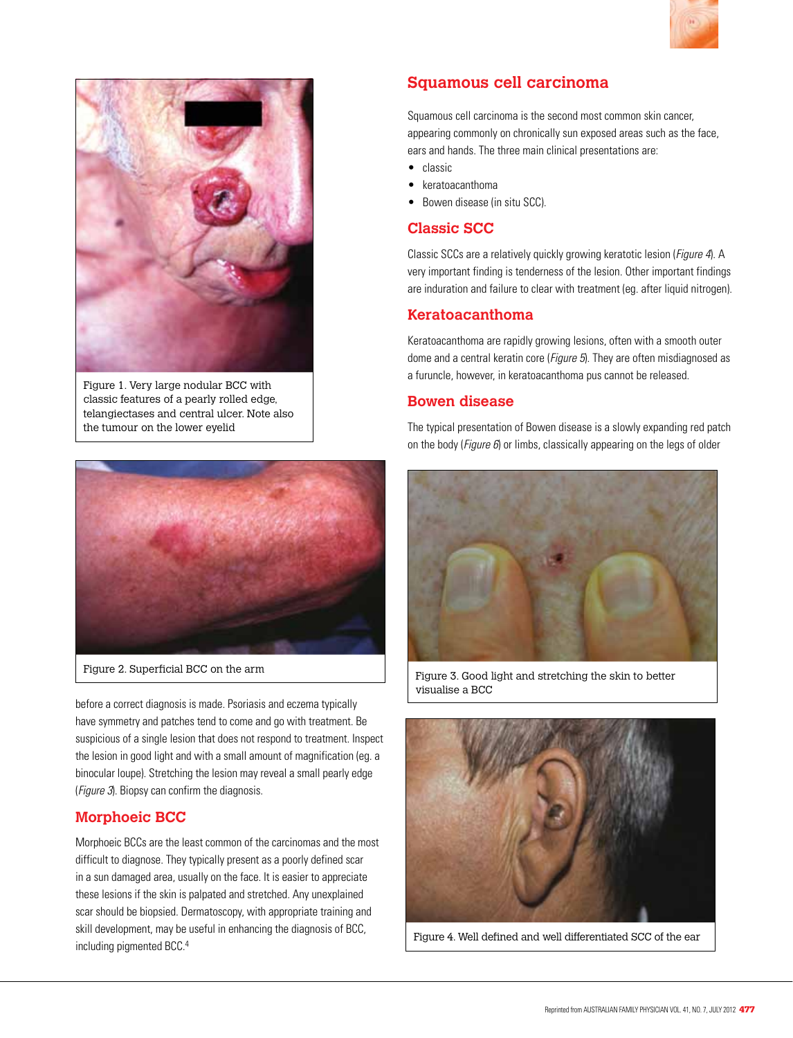Figure 1. Very large nodular BCC with classic features of a pearly rolled edge, telangiectases and central ulcer. Note also the tumour on the lower eyelid

Figure 2. Superficial BCC on the arm

before a correct diagnosis is made. Psoriasis and eczema typically have symmetry and patches tend to come and go with treatment. Be suspicious of a single lesion that does not respond to treatment. Inspect the lesion in good light and with a small amount of magnification (eg. a binocular loupe). Stretching the lesion may reveal a small pearly edge (*Figure 3*). Biopsy can confirm the diagnosis.

## Morphoeic BCC

Morphoeic BCCs are the least common of the carcinomas and the most difficult to diagnose. They typically present as a poorly defined scar in a sun damaged area, usually on the face. It is easier to appreciate these lesions if the skin is palpated and stretched. Any unexplained scar should be biopsied. Dermatoscopy, with appropriate training and skill development, may be useful in enhancing the diagnosis of BCC, including pigmented BCC.[4]

# Squamous cell carcinoma

Squamous cell carcinoma is the second most common skin cancer, appearing commonly on chronically sun exposed areas such as the face, ears and hands. The three main clinical presentations are:

- classic
- keratoacanthoma
- Bowen disease (in situ SCC).

## Classic SCC

Classic SCCs are a relatively quickly growing keratotic lesion (*Figure 4*). A very important finding is tenderness of the lesion. Other important findings are induration and failure to clear with treatment (eg. after liquid nitrogen).

## Keratoacanthoma

Keratoacanthoma are rapidly growing lesions, often with a smooth outer dome and a central keratin core (*Figure 5*). They are often misdiagnosed as a furuncle, however, in keratoacanthoma pus cannot be released.

## Bowen disease

The typical presentation of Bowen disease is a slowly expanding red patch on the body (*Figure 6*) or limbs, classically appearing on the legs of older

Figure 3. Good light and stretching the skin to better visualise a BCC

Figure 4. Well defined and well differentiated SCC of the ear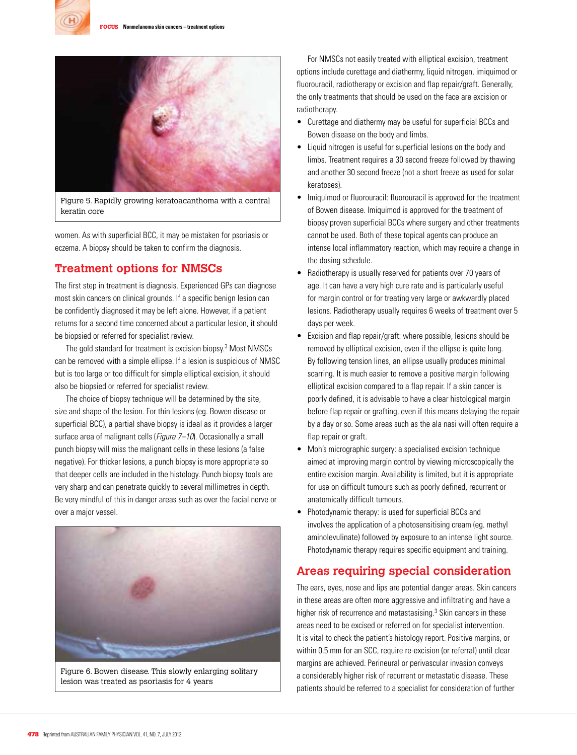Figure 5. Rapidly growing keratoacanthoma with a central keratin core

women. As with superficial BCC, it may be mistaken for psoriasis or eczema. A biopsy should be taken to confirm the diagnosis.

## Treatment options for NMSCs

The first step in treatment is diagnosis. Experienced GPs can diagnose most skin cancers on clinical grounds. If a specific benign lesion can be confidently diagnosed it may be left alone. However, if a patient returns for a second time concerned about a particular lesion, it should be biopsied or referred for specialist review.

The gold standard for treatment is excision biopsy.[3] Most NMSCs can be removed with a simple ellipse. If a lesion is suspicious of NMSC but is too large or too difficult for simple elliptical excision, it should also be biopsied or referred for specialist review.

The choice of biopsy technique will be determined by the site, size and shape of the lesion. For thin lesions (eg. Bowen disease or superficial BCC), a partial shave biopsy is ideal as it provides a larger surface area of malignant cells (*Figure 7–10*). Occasionally a small punch biopsy will miss the malignant cells in these lesions (a false negative). For thicker lesions, a punch biopsy is more appropriate so that deeper cells are included in the histology. Punch biopsy tools are very sharp and can penetrate quickly to several millimetres in depth. Be very mindful of this in danger areas such as over the facial nerve or over a major vessel.

Figure 6. Bowen disease. This slowly enlarging solitary lesion was treated as psoriasis for 4 years

For NMSCs not easily treated with elliptical excision, treatment options include curettage and diathermy, liquid nitrogen, imiquimod or fluorouracil, radiotherapy or excision and flap repair/graft. Generally, the only treatments that should be used on the face are excision or radiotherapy.

- Curettage and diathermy may be useful for superficial BCCs and Bowen disease on the body and limbs.
- Liquid nitrogen is useful for superficial lesions on the body and limbs. Treatment requires a 30 second freeze followed by thawing and another 30 second freeze (not a short freeze as used for solar keratoses).
- Imiquimod or fluorouracil: fluorouracil is approved for the treatment of Bowen disease. Imiquimod is approved for the treatment of biopsy proven superficial BCCs where surgery and other treatments cannot be used. Both of these topical agents can produce an intense local inflammatory reaction, which may require a change in the dosing schedule.
- Radiotherapy is usually reserved for patients over 70 years of age. It can have a very high cure rate and is particularly useful for margin control or for treating very large or awkwardly placed lesions. Radiotherapy usually requires 6 weeks of treatment over 5 days per week.
- Excision and flap repair/graft: where possible, lesions should be removed by elliptical excision, even if the ellipse is quite long. By following tension lines, an ellipse usually produces minimal scarring. It is much easier to remove a positive margin following elliptical excision compared to a flap repair. If a skin cancer is poorly defined, it is advisable to have a clear histological margin before flap repair or grafting, even if this means delaying the repair by a day or so. Some areas such as the ala nasi will often require a flap repair or graft.
- Moh's micrographic surgery: a specialised excision technique aimed at improving margin control by viewing microscopically the entire excision margin. Availability is limited, but it is appropriate for use on difficult tumours such as poorly defined, recurrent or anatomically difficult tumours.
- Photodynamic therapy: is used for superficial BCCs and involves the application of a photosensitising cream (eg. methyl aminolevulinate) followed by exposure to an intense light source. Photodynamic therapy requires specific equipment and training.

## Areas requiring special consideration

The ears, eyes, nose and lips are potential danger areas. Skin cancers in these areas are often more aggressive and infiltrating and have a higher risk of recurrence and metastasising.[3] Skin cancers in these areas need to be excised or referred on for specialist intervention. It is vital to check the patient's histology report. Positive margins, or within 0.5 mm for an SCC, require re-excision (or referral) until clear margins are achieved. Perineural or perivascular invasion conveys a considerably higher risk of recurrent or metastatic disease. These patients should be referred to a specialist for consideration of further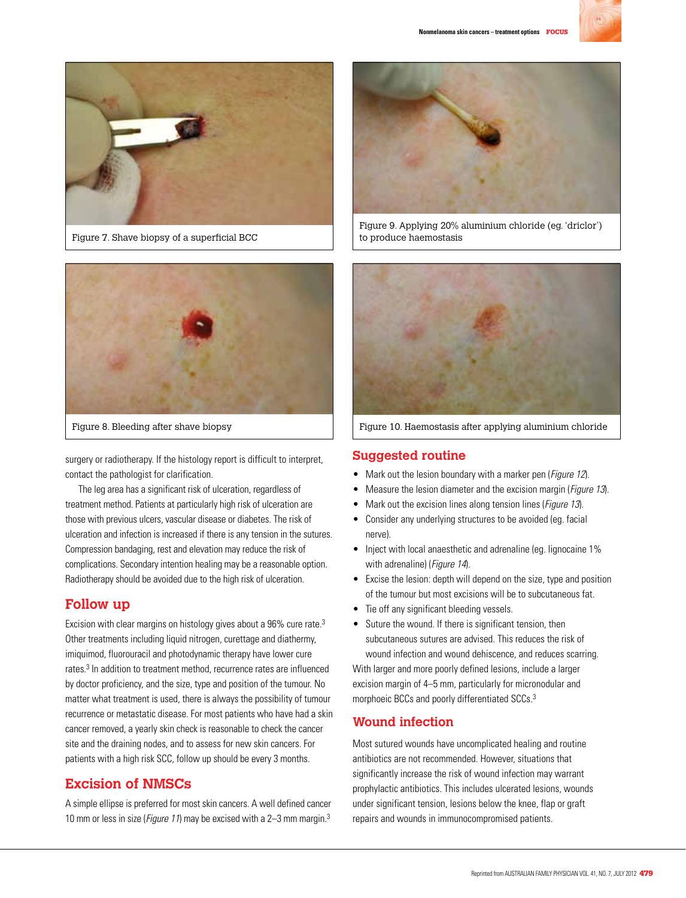Figure 7. Shave biopsy of a superficial BCC

Figure 8. Bleeding after shave biopsy

Figure 9. Applying 20% aluminium chloride (eg. 'driclor') to produce haemostasis

Figure 10. Haemostasis after applying aluminium chloride

surgery or radiotherapy. If the histology report is difficult to interpret, contact the pathologist for clarification.

The leg area has a significant risk of ulceration, regardless of treatment method. Patients at particularly high risk of ulceration are those with previous ulcers, vascular disease or diabetes. The risk of ulceration and infection is increased if there is any tension in the sutures. Compression bandaging, rest and elevation may reduce the risk of complications. Secondary intention healing may be a reasonable option. Radiotherapy should be avoided due to the high risk of ulceration.

## Follow up

Excision with clear margins on histology gives about a 96% cure rate.[3] Other treatments including liquid nitrogen, curettage and diathermy, imiquimod, fluorouracil and photodynamic therapy have lower cure rates.[3] In addition to treatment method, recurrence rates are influenced by doctor proficiency, and the size, type and position of the tumour. No matter what treatment is used, there is always the possibility of tumour recurrence or metastatic disease. For most patients who have had a skin cancer removed, a yearly skin check is reasonable to check the cancer site and the draining nodes, and to assess for new skin cancers. For patients with a high risk SCC, follow up should be every 3 months.

## Excision of NMSCs

A simple ellipse is preferred for most skin cancers. A well defined cancer 10 mm or less in size (*Figure 11*) may be excised with a 2–3 mm margin.[3]

## Suggested routine

- Mark out the lesion boundary with a marker pen (*Figure 12*).
- Measure the lesion diameter and the excision margin (*Figure 13*).
- Mark out the excision lines along tension lines (*Figure 13*).
- Consider any underlying structures to be avoided (eg. facial nerve).
- Inject with local anaesthetic and adrenaline (eg. lignocaine 1% with adrenaline) (*Figure 14*).
- Excise the lesion: depth will depend on the size, type and position of the tumour but most excisions will be to subcutaneous fat.
- Tie off any significant bleeding vessels.
- Suture the wound. If there is significant tension, then subcutaneous sutures are advised. This reduces the risk of wound infection and wound dehiscence, and reduces scarring.

With larger and more poorly defined lesions, include a larger excision margin of 4–5 mm, particularly for micronodular and morphoeic BCCs and poorly differentiated SCCs.[3]

## Wound infection

Most sutured wounds have uncomplicated healing and routine antibiotics are not recommended. However, situations that significantly increase the risk of wound infection may warrant prophylactic antibiotics. This includes ulcerated lesions, wounds under significant tension, lesions below the knee, flap or graft repairs and wounds in immunocompromised patients.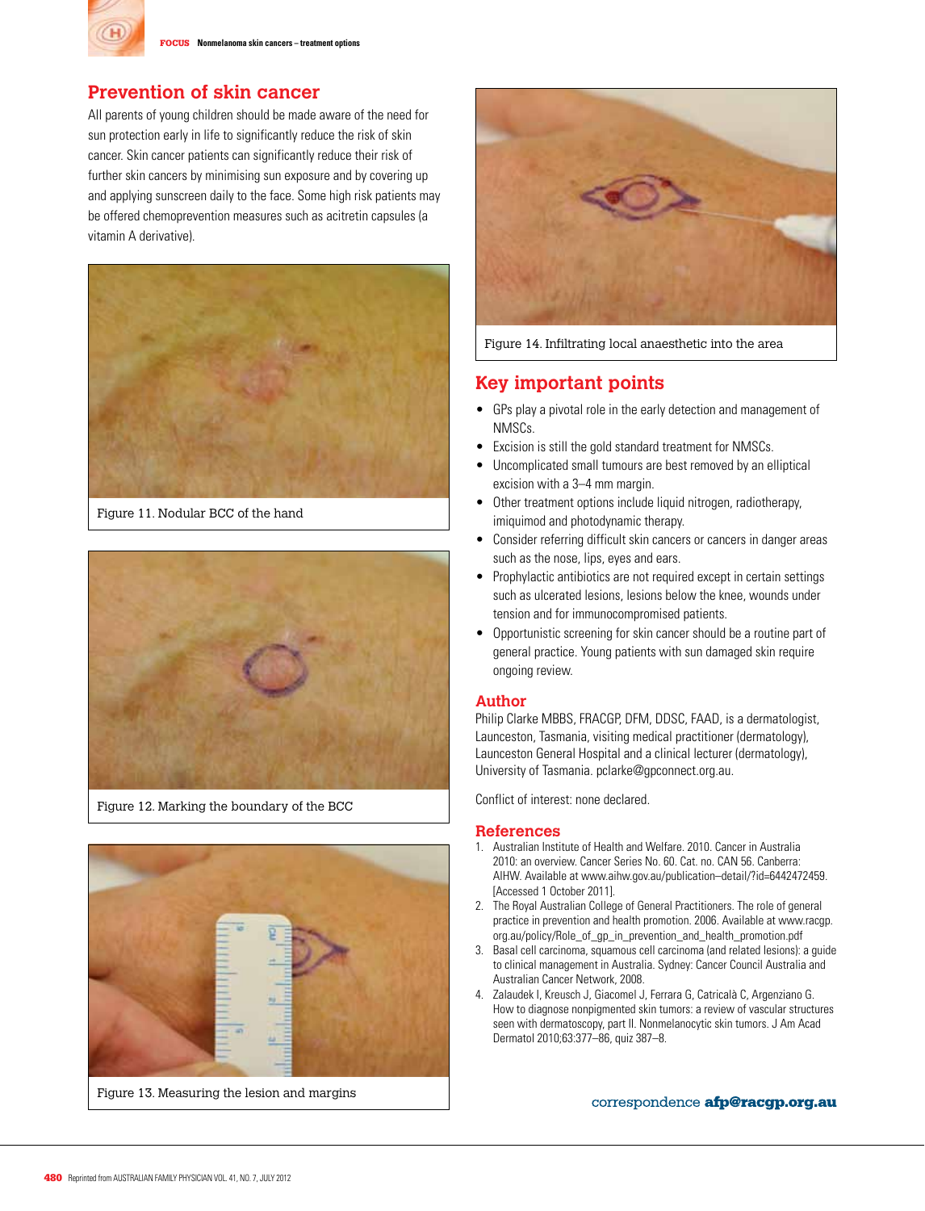## Prevention of skin cancer

All parents of young children should be made aware of the need for sun protection early in life to significantly reduce the risk of skin cancer. Skin cancer patients can significantly reduce their risk of further skin cancers by minimising sun exposure and by covering up and applying sunscreen daily to the face. Some high risk patients may be offered chemoprevention measures such as acitretin capsules (a vitamin A derivative).

Figure 11. Nodular BCC of the hand

Figure 12. Marking the boundary of the BCC

Figure 13. Measuring the lesion and margins

Figure 14. Infiltrating local anaesthetic into the area

## Key important points

- GPs play a pivotal role in the early detection and management of NMSCs.
- Excision is still the gold standard treatment for NMSCs.
- Uncomplicated small tumours are best removed by an elliptical excision with a 3–4 mm margin.
- Other treatment options include liquid nitrogen, radiotherapy, imiquimod and photodynamic therapy.
- Consider referring difficult skin cancers or cancers in danger areas such as the nose, lips, eyes and ears.
- Prophylactic antibiotics are not required except in certain settings such as ulcerated lesions, lesions below the knee, wounds under tension and for immunocompromised patients.
- Opportunistic screening for skin cancer should be a routine part of general practice. Young patients with sun damaged skin require ongoing review.

## Author

Philip Clarke MBBS, FRACGP, DFM, DDSC, FAAD, is a dermatologist, Launceston, Tasmania, visiting medical practitioner (dermatology), Launceston General Hospital and a clinical lecturer (dermatology), University of Tasmania. pclarke@gpconnect.org.au.

Conflict of interest: none declared.

## References

1. Australian Institute of Health and Welfare. 2010. Cancer in Australia 2010: an overview. Cancer Series No. 60. Cat. no. CAN 56. Canberra: AIHW. Available at www.aihw.gov.au/publication–detail/?id=6442472459. [Accessed 1 October 2011].
2. The Royal Australian College of General Practitioners. The role of general practice in prevention and health promotion. 2006. Available at www.racgp.org.au/policy/Role_of_gp_in_prevention_and_health_promotion.pdf
3. Basal cell carcinoma, squamous cell carcinoma (and related lesions): a guide to clinical management in Australia. Sydney: Cancer Council Australia and Australian Cancer Network, 2008.
4. Zalaudek I, Kreusch J, Giacomel J, Ferrara G, Catricalà C, Argenziano G. How to diagnose nonpigmented skin tumors: a review of vascular structures seen with dermatoscopy, part II. Nonmelanocytic skin tumors. J Am Acad Dermatol 2010;63:377–86, quiz 387–8.

correspondence **afp@racgp.org.au**